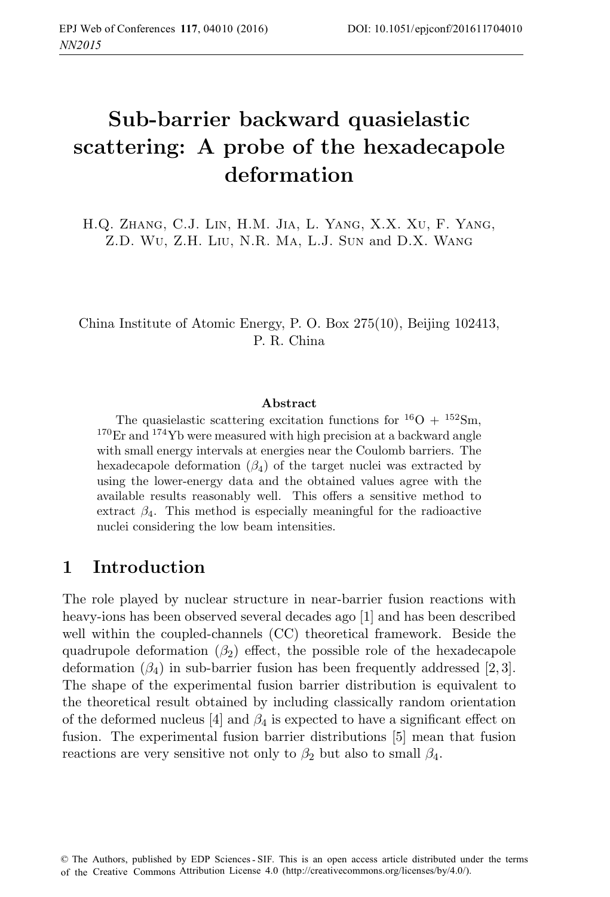# Sub-barrier backward quasielastic scattering: A probe of the hexadecapole deformation

H.Q. Zhang, C.J. Lin, H.M. Jia, L. Yang, X.X. Xu, F. Yang, Z.D. Wu, Z.H. Liu, N.R. Ma, L.J. Sun and D.X. Wang

China Institute of Atomic Energy, P. O. Box 275(10), Beijing 102413, P. R. China

### Abstract

The quasielastic scattering excitation functions for $^{16}O$ + $^{152}Sm$, $^{170}Er$ and $^{174}Yb$ were measured with high precision at a backward angle with small energy intervals at energies near the Coulomb barriers. The hexadecapole deformation ($\beta_4$) of the target nuclei was extracted by using the lower-energy data and the obtained values agree with the available results reasonably well. This offers a sensitive method to extract $\beta_4$. This method is especially meaningful for the radioactive nuclei considering the low beam intensities.

## 1 Introduction

The role played by nuclear structure in near-barrier fusion reactions with heavy-ions has been observed several decades ago [1] and has been described well within the coupled-channels (CC) theoretical framework. Beside the quadrupole deformation ($\beta_2$) effect, the possible role of the hexadecapole deformation ($\beta_4$) in sub-barrier fusion has been frequently addressed [2, 3]. The shape of the experimental fusion barrier distribution is equivalent to the theoretical result obtained by including classically random orientation of the deformed nucleus [4] and $\beta_4$ is expected to have a significant effect on fusion. The experimental fusion barrier distributions [5] mean that fusion reactions are very sensitive not only to $\beta_2$ but also to small $\beta_4$.

© The Authors, published by EDP Sciences - SIF. This is an open access article distributed under the terms of the Creative Commons Attribution License 4.0 (http://creativecommons.org/licenses/by/4.0/).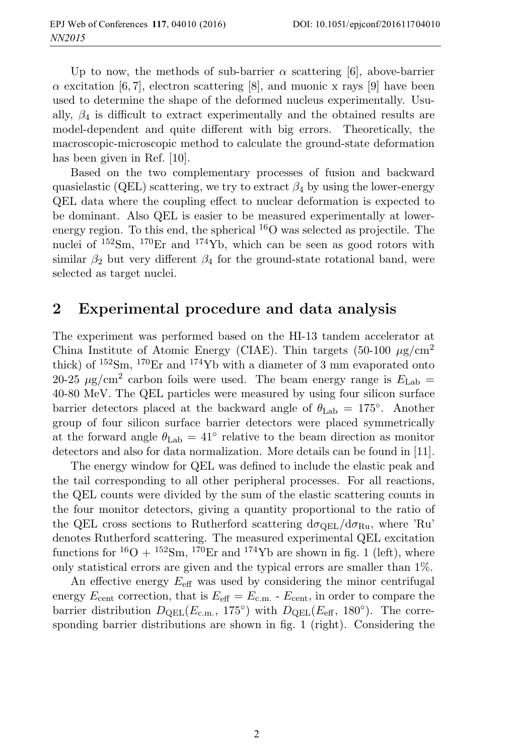Up to now, the methods of sub-barrier $\alpha$ scattering [6], above-barrier $\alpha$ excitation [6, 7], electron scattering [8], and muonic x rays [9] have been used to determine the shape of the deformed nucleus experimentally. Usually, $\beta_4$ is difficult to extract experimentally and the obtained results are model-dependent and quite different with big errors. Theoretically, the macroscopic-microscopic method to calculate the ground-state deformation has been given in Ref. [10].

Based on the two complementary processes of fusion and backward quasielastic (QEL) scattering, we try to extract $\beta_4$ by using the lower-energy QEL data where the coupling effect to nuclear deformation is expected to be dominant. Also QEL is easier to be measured experimentally at lower-energy region. To this end, the spherical $^{16}$O was selected as projectile. The nuclei of $^{152}$Sm, $^{170}$Er and $^{174}$Yb, which can be seen as good rotors with similar $\beta_2$ but very different $\beta_4$ for the ground-state rotational band, were selected as target nuclei.

## 2 Experimental procedure and data analysis

The experiment was performed based on the HI-13 tandem accelerator at China Institute of Atomic Energy (CIAE). Thin targets (50-100 $\mu$g/cm$^2$ thick) of $^{152}$Sm, $^{170}$Er and $^{174}$Yb with a diameter of 3 mm evaporated onto 20-25 $\mu$g/cm$^2$ carbon foils were used. The beam energy range is $E_{\mathrm{Lab}}$ = 40-80 MeV. The QEL particles were measured by using four silicon surface barrier detectors placed at the backward angle of $\theta_{\mathrm{Lab}} = 175^\circ$. Another group of four silicon surface barrier detectors were placed symmetrically at the forward angle $\theta_{\mathrm{Lab}} = 41^\circ$ relative to the beam direction as monitor detectors and also for data normalization. More details can be found in [11].

The energy window for QEL was defined to include the elastic peak and the tail corresponding to all other peripheral processes. For all reactions, the QEL counts were divided by the sum of the elastic scattering counts in the four monitor detectors, giving a quantity proportional to the ratio of the QEL cross sections to Rutherford scattering $\mathrm{d}\sigma_{\mathrm{QEL}}/\mathrm{d}\sigma_{\mathrm{Ru}}$, where 'Ru' denotes Rutherford scattering. The measured experimental QEL excitation functions for $^{16}$O + $^{152}$Sm, $^{170}$Er and $^{174}$Yb are shown in fig. 1 (left), where only statistical errors are given and the typical errors are smaller than 1%.

An effective energy $E_{\mathrm{eff}}$ was used by considering the minor centrifugal energy $E_{\mathrm{cent}}$ correction, that is $E_{\mathrm{eff}} = E_{\mathrm{c.m.}}$ - $E_{\mathrm{cent}}$, in order to compare the barrier distribution $D_{\mathrm{QEL}}(E_{\mathrm{c.m.}}, 175^\circ)$ with $D_{\mathrm{QEL}}(E_{\mathrm{eff}}, 180^\circ)$. The corresponding barrier distributions are shown in fig. 1 (right). Considering the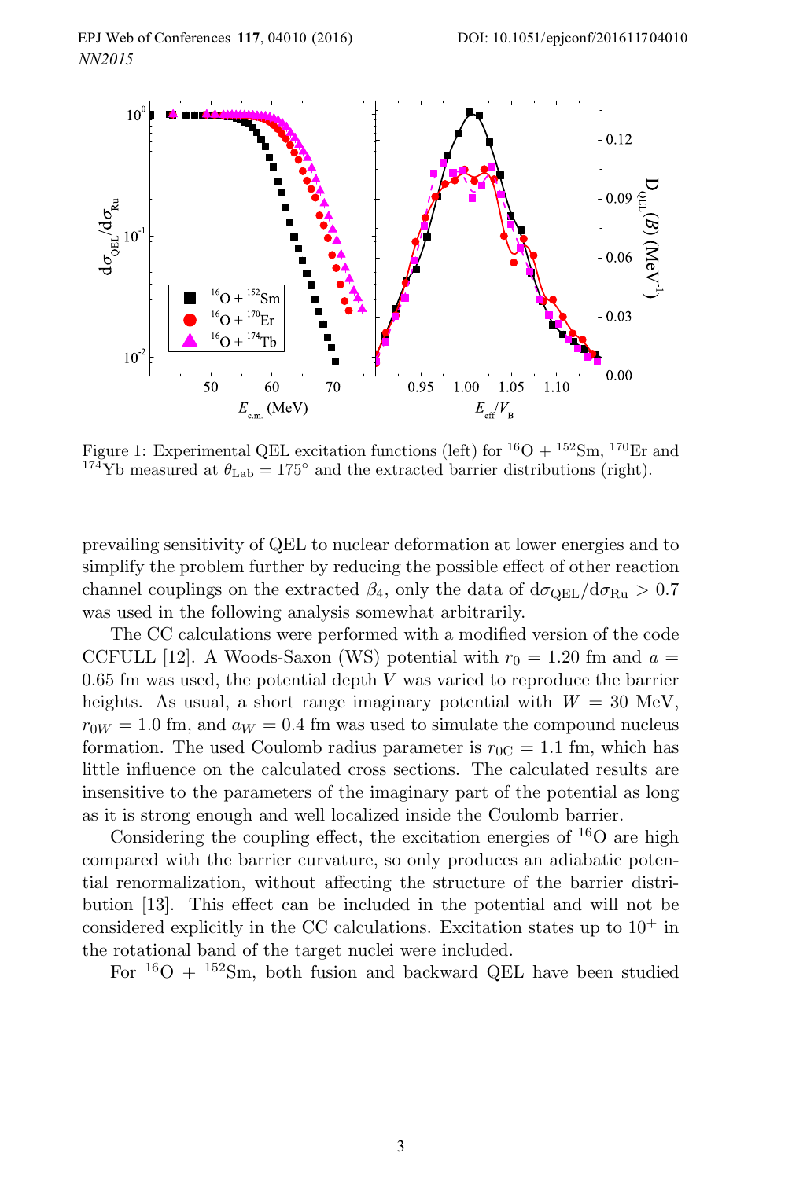Figure 1: Experimental QEL excitation functions (left) for $^{16}$O + $^{152}$Sm, $^{170}$Er and $^{174}$Yb measured at $\theta_{\mathrm{Lab}} = 175^\circ$ and the extracted barrier distributions (right).

prevailing sensitivity of QEL to nuclear deformation at lower energies and to simplify the problem further by reducing the possible effect of other reaction channel couplings on the extracted $\beta_4$, only the data of $\mathrm{d}\sigma_{\mathrm{QEL}}/\mathrm{d}\sigma_{\mathrm{Ru}} > 0.7$ was used in the following analysis somewhat arbitrarily.

The CC calculations were performed with a modified version of the code CCFULL [12]. A Woods-Saxon (WS) potential with $r_0 = 1.20$ fm and $a = 0.65$ fm was used, the potential depth $V$ was varied to reproduce the barrier heights. As usual, a short range imaginary potential with $W = 30$ MeV, $r_{0W} = 1.0$ fm, and $a_W = 0.4$ fm was used to simulate the compound nucleus formation. The used Coulomb radius parameter is $r_{0\mathrm{C}} = 1.1$ fm, which has little influence on the calculated cross sections. The calculated results are insensitive to the parameters of the imaginary part of the potential as long as it is strong enough and well localized inside the Coulomb barrier.

Considering the coupling effect, the excitation energies of $^{16}$O are high compared with the barrier curvature, so only produces an adiabatic potential renormalization, without affecting the structure of the barrier distribution [13]. This effect can be included in the potential and will not be considered explicitly in the CC calculations. Excitation states up to $10^+$ in the rotational band of the target nuclei were included.

For $^{16}$O + $^{152}$Sm, both fusion and backward QEL have been studied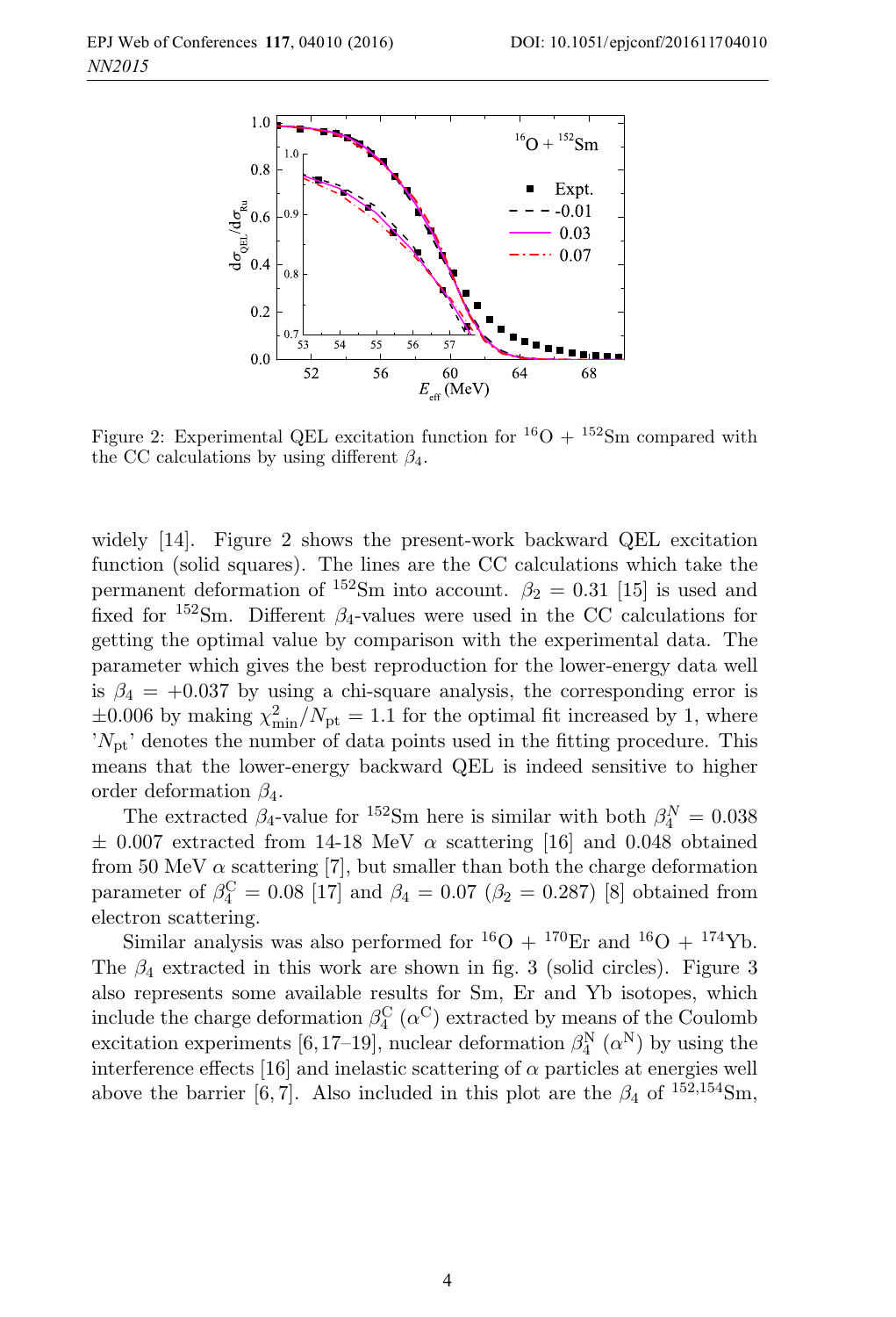Figure 2: Experimental QEL excitation function for $^{16}O + ^{152}Sm$ compared with the CC calculations by using different $\beta_4$.

widely [14]. Figure 2 shows the present-work backward QEL excitation function (solid squares). The lines are the CC calculations which take the permanent deformation of $^{152}Sm$ into account. $\beta_2 = 0.31$ [15] is used and fixed for $^{152}Sm$. Different $\beta_4$-values were used in the CC calculations for getting the optimal value by comparison with the experimental data. The parameter which gives the best reproduction for the lower-energy data well is $\beta_4 = +0.037$ by using a chi-square analysis, the corresponding error is $\pm 0.006$ by making $\chi^2_{\mathrm{min}}/N_{\mathrm{pt}} = 1.1$ for the optimal fit increased by 1, where '$N_{\mathrm{pt}}$' denotes the number of data points used in the fitting procedure. This means that the lower-energy backward QEL is indeed sensitive to higher order deformation $\beta_4$.

The extracted $\beta_4$-value for $^{152}Sm$ here is similar with both $\beta_4^N = 0.038 \pm 0.007$ extracted from 14-18 MeV $\alpha$ scattering [16] and 0.048 obtained from 50 MeV $\alpha$ scattering [7], but smaller than both the charge deformation parameter of $\beta_4^{\mathrm{C}} = 0.08$ [17] and $\beta_4 = 0.07$ ($\beta_2 = 0.287$) [8] obtained from electron scattering.

Similar analysis was also performed for $^{16}O + ^{170}Er$ and $^{16}O + ^{174}Yb$. The $\beta_4$ extracted in this work are shown in fig. 3 (solid circles). Figure 3 also represents some available results for Sm, Er and Yb isotopes, which include the charge deformation $\beta_4^{\mathrm{C}}$ ($\alpha^{\mathrm{C}}$) extracted by means of the Coulomb excitation experiments [6,17–19], nuclear deformation $\beta_4^{\mathrm{N}}$ ($\alpha^{\mathrm{N}}$) by using the interference effects [16] and inelastic scattering of $\alpha$ particles at energies well above the barrier [6,7]. Also included in this plot are the $\beta_4$ of $^{152,154}Sm$,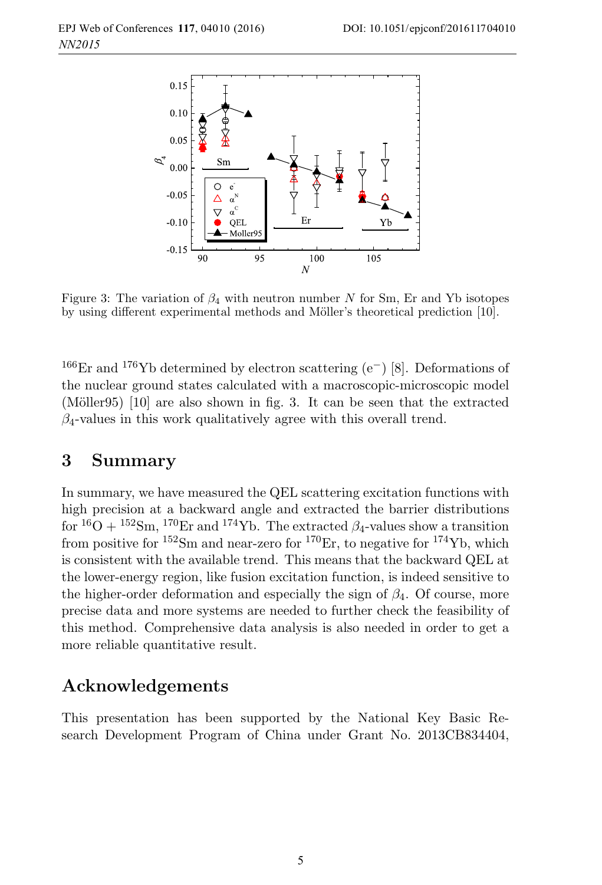Figure 3: The variation of $\beta_4$ with neutron number $N$ for Sm, Er and Yb isotopes by using different experimental methods and Möller's theoretical prediction [10].

$^{166}$Er and $^{176}$Yb determined by electron scattering ($e^-$) [8]. Deformations of the nuclear ground states calculated with a macroscopic-microscopic model (Möller95) [10] are also shown in fig. 3. It can be seen that the extracted $\beta_4$-values in this work qualitatively agree with this overall trend.

## 3 Summary

In summary, we have measured the QEL scattering excitation functions with high precision at a backward angle and extracted the barrier distributions for $^{16}$O + $^{152}$Sm, $^{170}$Er and $^{174}$Yb. The extracted $\beta_4$-values show a transition from positive for $^{152}$Sm and near-zero for $^{170}$Er, to negative for $^{174}$Yb, which is consistent with the available trend. This means that the backward QEL at the lower-energy region, like fusion excitation function, is indeed sensitive to the higher-order deformation and especially the sign of $\beta_4$. Of course, more precise data and more systems are needed to further check the feasibility of this method. Comprehensive data analysis is also needed in order to get a more reliable quantitative result.

## Acknowledgements

This presentation has been supported by the National Key Basic Research Development Program of China under Grant No. 2013CB834404,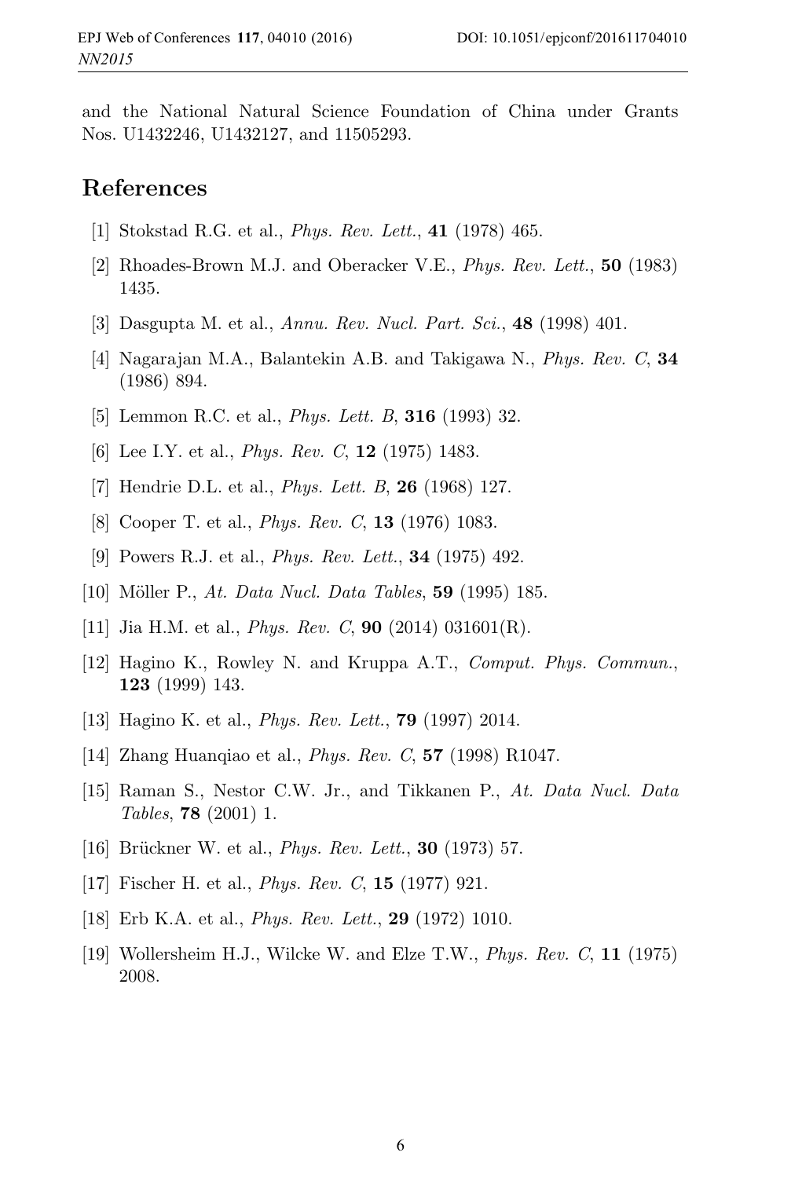and the National Natural Science Foundation of China under Grants Nos. U1432246, U1432127, and 11505293.

## References

[1] Stokstad R.G. et al., *Phys. Rev. Lett.*, **41** (1978) 465.

[2] Rhoades-Brown M.J. and Oberacker V.E., *Phys. Rev. Lett.*, **50** (1983) 1435.

[3] Dasgupta M. et al., *Annu. Rev. Nucl. Part. Sci.*, **48** (1998) 401.

[4] Nagarajan M.A., Balantekin A.B. and Takigawa N., *Phys. Rev. C*, **34** (1986) 894.

[5] Lemmon R.C. et al., *Phys. Lett. B*, **316** (1993) 32.

[6] Lee I.Y. et al., *Phys. Rev. C*, **12** (1975) 1483.

[7] Hendrie D.L. et al., *Phys. Lett. B*, **26** (1968) 127.

[8] Cooper T. et al., *Phys. Rev. C*, **13** (1976) 1083.

[9] Powers R.J. et al., *Phys. Rev. Lett.*, **34** (1975) 492.

[10] Möller P., *At. Data Nucl. Data Tables*, **59** (1995) 185.

[11] Jia H.M. et al., *Phys. Rev. C*, **90** (2014) 031601(R).

[12] Hagino K., Rowley N. and Kruppa A.T., *Comput. Phys. Commun.*, **123** (1999) 143.

[13] Hagino K. et al., *Phys. Rev. Lett.*, **79** (1997) 2014.

[14] Zhang Huanqiao et al., *Phys. Rev. C*, **57** (1998) R1047.

[15] Raman S., Nestor C.W. Jr., and Tikkanen P., *At. Data Nucl. Data Tables*, **78** (2001) 1.

[16] Brückner W. et al., *Phys. Rev. Lett.*, **30** (1973) 57.

[17] Fischer H. et al., *Phys. Rev. C*, **15** (1977) 921.

[18] Erb K.A. et al., *Phys. Rev. Lett.*, **29** (1972) 1010.

[19] Wollersheim H.J., Wilcke W. and Elze T.W., *Phys. Rev. C*, **11** (1975) 2008.